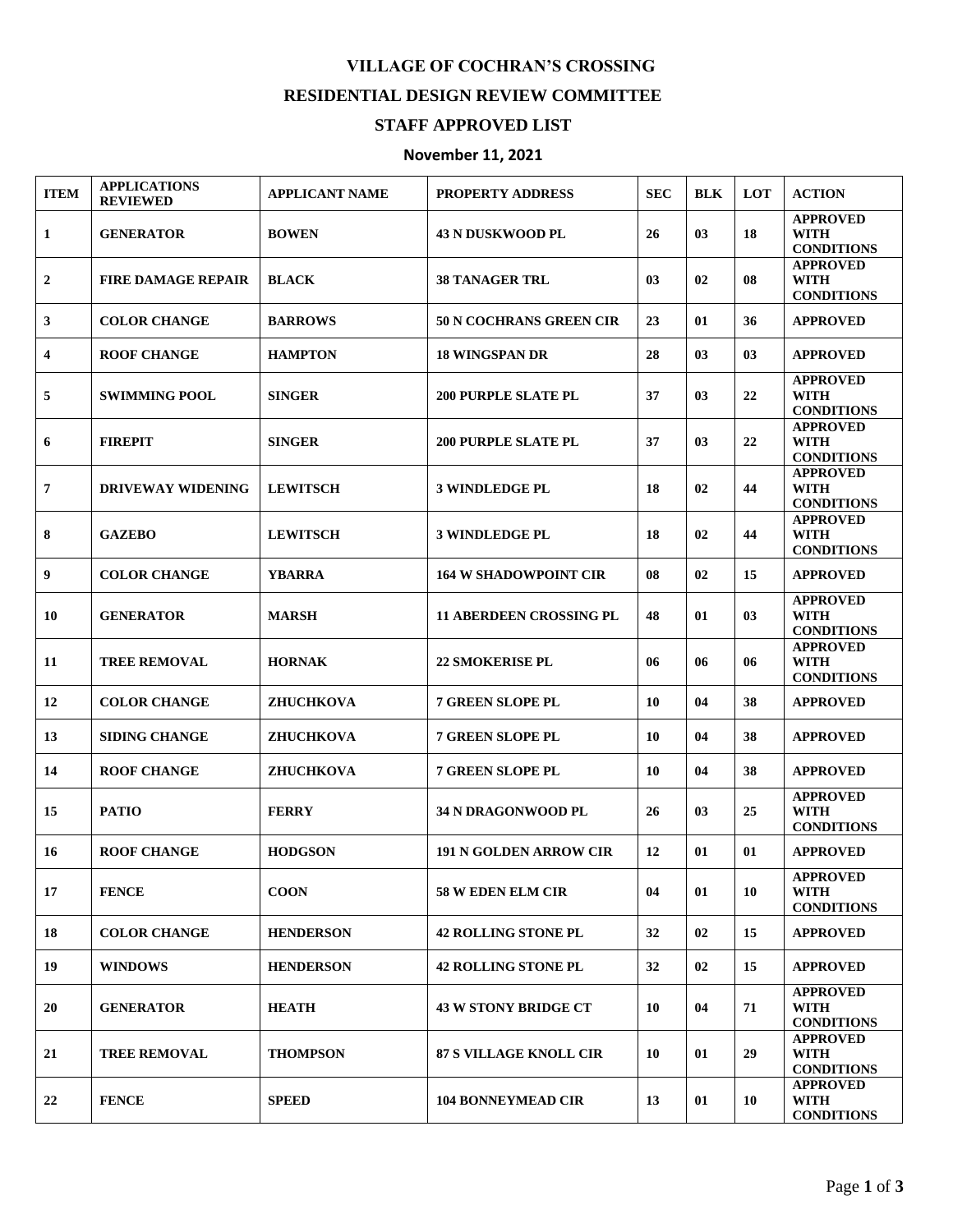# VILLAGE OF COCHRAN'S CROSSING

## RESIDENTIAL DESIGN REVIEW COMMITTEE

## STAFF APPROVED LIST

### November 11, 2021

| ITEM | APPLICATIONS REVIEWED | APPLICANT NAME | PROPERTY ADDRESS | SEC | BLK | LOT | ACTION |
|---|---|---|---|---|---|---|---|
| 1 | GENERATOR | BOWEN | 43 N DUSKWOOD PL | 26 | 03 | 18 | APPROVED WITH CONDITIONS |
| 2 | FIRE DAMAGE REPAIR | BLACK | 38 TANAGER TRL | 03 | 02 | 08 | APPROVED WITH CONDITIONS |
| 3 | COLOR CHANGE | BARROWS | 50 N COCHRANS GREEN CIR | 23 | 01 | 36 | APPROVED |
| 4 | ROOF CHANGE | HAMPTON | 18 WINGSPAN DR | 28 | 03 | 03 | APPROVED |
| 5 | SWIMMING POOL | SINGER | 200 PURPLE SLATE PL | 37 | 03 | 22 | APPROVED WITH CONDITIONS |
| 6 | FIREPIT | SINGER | 200 PURPLE SLATE PL | 37 | 03 | 22 | APPROVED WITH CONDITIONS |
| 7 | DRIVEWAY WIDENING | LEWITSCH | 3 WINDLEDGE PL | 18 | 02 | 44 | APPROVED WITH CONDITIONS |
| 8 | GAZEBO | LEWITSCH | 3 WINDLEDGE PL | 18 | 02 | 44 | APPROVED WITH CONDITIONS |
| 9 | COLOR CHANGE | YBARRA | 164 W SHADOWPOINT CIR | 08 | 02 | 15 | APPROVED |
| 10 | GENERATOR | MARSH | 11 ABERDEEN CROSSING PL | 48 | 01 | 03 | APPROVED WITH CONDITIONS |
| 11 | TREE REMOVAL | HORNAK | 22 SMOKERISE PL | 06 | 06 | 06 | APPROVED WITH CONDITIONS |
| 12 | COLOR CHANGE | ZHUCHKOVA | 7 GREEN SLOPE PL | 10 | 04 | 38 | APPROVED |
| 13 | SIDING CHANGE | ZHUCHKOVA | 7 GREEN SLOPE PL | 10 | 04 | 38 | APPROVED |
| 14 | ROOF CHANGE | ZHUCHKOVA | 7 GREEN SLOPE PL | 10 | 04 | 38 | APPROVED |
| 15 | PATIO | FERRY | 34 N DRAGONWOOD PL | 26 | 03 | 25 | APPROVED WITH CONDITIONS |
| 16 | ROOF CHANGE | HODGSON | 191 N GOLDEN ARROW CIR | 12 | 01 | 01 | APPROVED |
| 17 | FENCE | COON | 58 W EDEN ELM CIR | 04 | 01 | 10 | APPROVED WITH CONDITIONS |
| 18 | COLOR CHANGE | HENDERSON | 42 ROLLING STONE PL | 32 | 02 | 15 | APPROVED |
| 19 | WINDOWS | HENDERSON | 42 ROLLING STONE PL | 32 | 02 | 15 | APPROVED |
| 20 | GENERATOR | HEATH | 43 W STONY BRIDGE CT | 10 | 04 | 71 | APPROVED WITH CONDITIONS |
| 21 | TREE REMOVAL | THOMPSON | 87 S VILLAGE KNOLL CIR | 10 | 01 | 29 | APPROVED WITH CONDITIONS |
| 22 | FENCE | SPEED | 104 BONNEYMEAD CIR | 13 | 01 | 10 | APPROVED WITH CONDITIONS |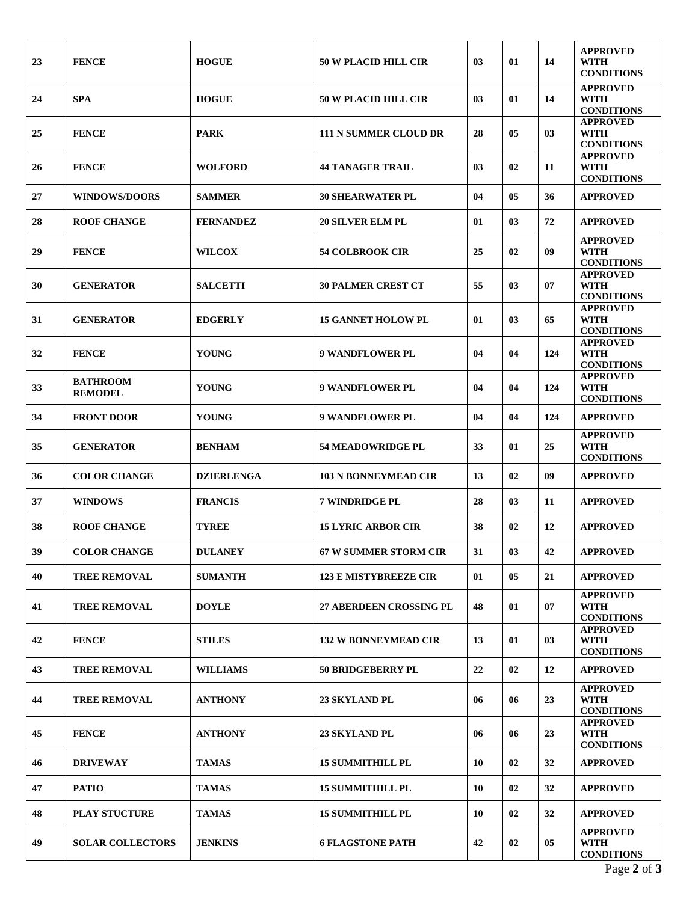| 23 | FENCE | HOGUE | 50 W PLACID HILL CIR | 03 | 01 | 14 | APPROVED WITH CONDITIONS |
|---|---|---|---|---|---|---|---|
| 24 | SPA | HOGUE | 50 W PLACID HILL CIR | 03 | 01 | 14 | APPROVED WITH CONDITIONS |
| 25 | FENCE | PARK | 111 N SUMMER CLOUD DR | 28 | 05 | 03 | APPROVED WITH CONDITIONS |
| 26 | FENCE | WOLFORD | 44 TANAGER TRAIL | 03 | 02 | 11 | APPROVED WITH CONDITIONS |
| 27 | WINDOWS/DOORS | SAMMER | 30 SHEARWATER PL | 04 | 05 | 36 | APPROVED |
| 28 | ROOF CHANGE | FERNANDEZ | 20 SILVER ELM PL | 01 | 03 | 72 | APPROVED |
| 29 | FENCE | WILCOX | 54 COLBROOK CIR | 25 | 02 | 09 | APPROVED WITH CONDITIONS |
| 30 | GENERATOR | SALCETTI | 30 PALMER CREST CT | 55 | 03 | 07 | APPROVED WITH CONDITIONS |
| 31 | GENERATOR | EDGERLY | 15 GANNET HOLOW PL | 01 | 03 | 65 | APPROVED WITH CONDITIONS |
| 32 | FENCE | YOUNG | 9 WANDFLOWER PL | 04 | 04 | 124 | APPROVED WITH CONDITIONS |
| 33 | BATHROOM REMODEL | YOUNG | 9 WANDFLOWER PL | 04 | 04 | 124 | APPROVED WITH CONDITIONS |
| 34 | FRONT DOOR | YOUNG | 9 WANDFLOWER PL | 04 | 04 | 124 | APPROVED |
| 35 | GENERATOR | BENHAM | 54 MEADOWRIDGE PL | 33 | 01 | 25 | APPROVED WITH CONDITIONS |
| 36 | COLOR CHANGE | DZIERLENGA | 103 N BONNEYMEAD CIR | 13 | 02 | 09 | APPROVED |
| 37 | WINDOWS | FRANCIS | 7 WINDRIDGE PL | 28 | 03 | 11 | APPROVED |
| 38 | ROOF CHANGE | TYREE | 15 LYRIC ARBOR CIR | 38 | 02 | 12 | APPROVED |
| 39 | COLOR CHANGE | DULANEY | 67 W SUMMER STORM CIR | 31 | 03 | 42 | APPROVED |
| 40 | TREE REMOVAL | SUMANTH | 123 E MISTYBREEZE CIR | 01 | 05 | 21 | APPROVED |
| 41 | TREE REMOVAL | DOYLE | 27 ABERDEEN CROSSING PL | 48 | 01 | 07 | APPROVED WITH CONDITIONS |
| 42 | FENCE | STILES | 132 W BONNEYMEAD CIR | 13 | 01 | 03 | APPROVED WITH CONDITIONS |
| 43 | TREE REMOVAL | WILLIAMS | 50 BRIDGEBERRY PL | 22 | 02 | 12 | APPROVED |
| 44 | TREE REMOVAL | ANTHONY | 23 SKYLAND PL | 06 | 06 | 23 | APPROVED WITH CONDITIONS |
| 45 | FENCE | ANTHONY | 23 SKYLAND PL | 06 | 06 | 23 | APPROVED WITH CONDITIONS |
| 46 | DRIVEWAY | TAMAS | 15 SUMMITHILL PL | 10 | 02 | 32 | APPROVED |
| 47 | PATIO | TAMAS | 15 SUMMITHILL PL | 10 | 02 | 32 | APPROVED |
| 48 | PLAY STUCTURE | TAMAS | 15 SUMMITHILL PL | 10 | 02 | 32 | APPROVED |
| 49 | SOLAR COLLECTORS | JENKINS | 6 FLAGSTONE PATH | 42 | 02 | 05 | APPROVED WITH CONDITIONS |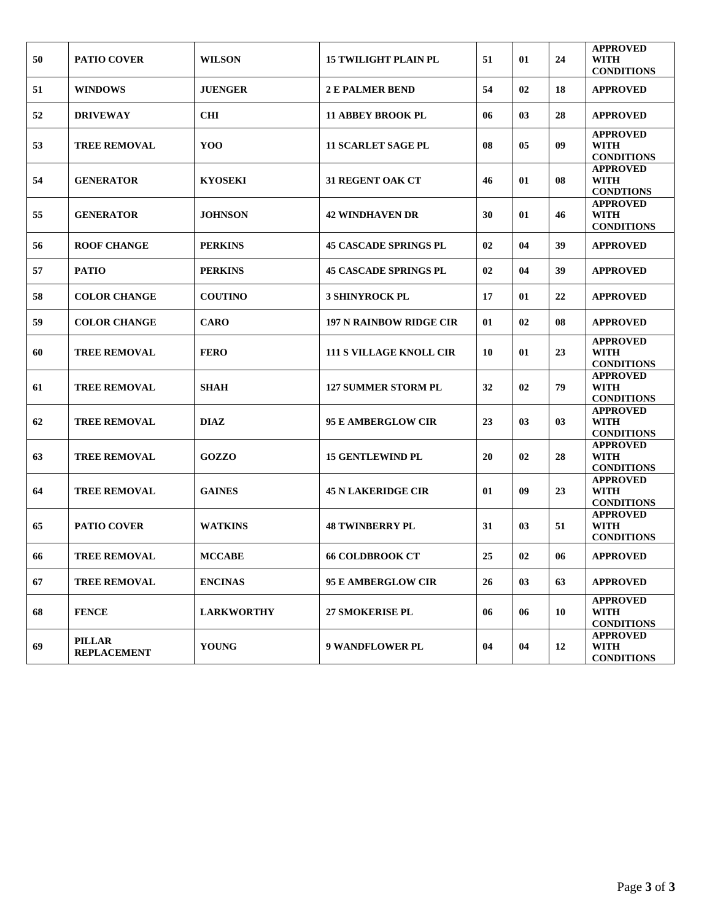| | | | | | | | |
|---|---|---|---|---|---|---|---|
| 50 | PATIO COVER | WILSON | 15 TWILIGHT PLAIN PL | 51 | 01 | 24 | APPROVED WITH CONDITIONS |
| 51 | WINDOWS | JUENGER | 2 E PALMER BEND | 54 | 02 | 18 | APPROVED |
| 52 | DRIVEWAY | CHI | 11 ABBEY BROOK PL | 06 | 03 | 28 | APPROVED |
| 53 | TREE REMOVAL | YOO | 11 SCARLET SAGE PL | 08 | 05 | 09 | APPROVED WITH CONDITIONS |
| 54 | GENERATOR | KYOSEKI | 31 REGENT OAK CT | 46 | 01 | 08 | APPROVED WITH CONDTIONS |
| 55 | GENERATOR | JOHNSON | 42 WINDHAVEN DR | 30 | 01 | 46 | APPROVED WITH CONDITIONS |
| 56 | ROOF CHANGE | PERKINS | 45 CASCADE SPRINGS PL | 02 | 04 | 39 | APPROVED |
| 57 | PATIO | PERKINS | 45 CASCADE SPRINGS PL | 02 | 04 | 39 | APPROVED |
| 58 | COLOR CHANGE | COUTINO | 3 SHINYROCK PL | 17 | 01 | 22 | APPROVED |
| 59 | COLOR CHANGE | CARO | 197 N RAINBOW RIDGE CIR | 01 | 02 | 08 | APPROVED |
| 60 | TREE REMOVAL | FERO | 111 S VILLAGE KNOLL CIR | 10 | 01 | 23 | APPROVED WITH CONDITIONS |
| 61 | TREE REMOVAL | SHAH | 127 SUMMER STORM PL | 32 | 02 | 79 | APPROVED WITH CONDITIONS |
| 62 | TREE REMOVAL | DIAZ | 95 E AMBERGLOW CIR | 23 | 03 | 03 | APPROVED WITH CONDITIONS |
| 63 | TREE REMOVAL | GOZZO | 15 GENTLEWIND PL | 20 | 02 | 28 | APPROVED WITH CONDITIONS |
| 64 | TREE REMOVAL | GAINES | 45 N LAKERIDGE CIR | 01 | 09 | 23 | APPROVED WITH CONDITIONS |
| 65 | PATIO COVER | WATKINS | 48 TWINBERRY PL | 31 | 03 | 51 | APPROVED WITH CONDITIONS |
| 66 | TREE REMOVAL | MCCABE | 66 COLDBROOK CT | 25 | 02 | 06 | APPROVED |
| 67 | TREE REMOVAL | ENCINAS | 95 E AMBERGLOW CIR | 26 | 03 | 63 | APPROVED |
| 68 | FENCE | LARKWORTHY | 27 SMOKERISE PL | 06 | 06 | 10 | APPROVED WITH CONDITIONS |
| 69 | PILLAR REPLACEMENT | YOUNG | 9 WANDFLOWER PL | 04 | 04 | 12 | APPROVED WITH CONDITIONS |